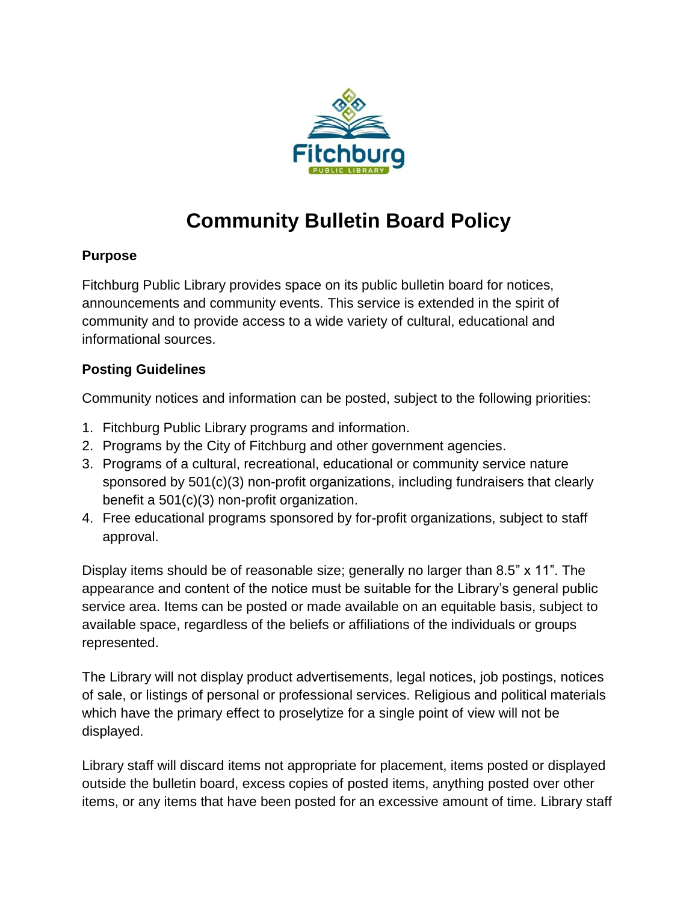# Community Bulletin Board Policy

### Purpose

Fitchburg Public Library provides space on its public bulletin board for notices, announcements and community events. This service is extended in the spirit of community and to provide access to a wide variety of cultural, educational and informational sources.

### Posting Guidelines

Community notices and information can be posted, subject to the following priorities:

1. Fitchburg Public Library programs and information.
2. Programs by the City of Fitchburg and other government agencies.
3. Programs of a cultural, recreational, educational or community service nature sponsored by 501(c)(3) non-profit organizations, including fundraisers that clearly benefit a 501(c)(3) non-profit organization.
4. Free educational programs sponsored by for-profit organizations, subject to staff approval.

Display items should be of reasonable size; generally no larger than 8.5" x 11". The appearance and content of the notice must be suitable for the Library's general public service area. Items can be posted or made available on an equitable basis, subject to available space, regardless of the beliefs or affiliations of the individuals or groups represented.

The Library will not display product advertisements, legal notices, job postings, notices of sale, or listings of personal or professional services. Religious and political materials which have the primary effect to proselytize for a single point of view will not be displayed.

Library staff will discard items not appropriate for placement, items posted or displayed outside the bulletin board, excess copies of posted items, anything posted over other items, or any items that have been posted for an excessive amount of time. Library staff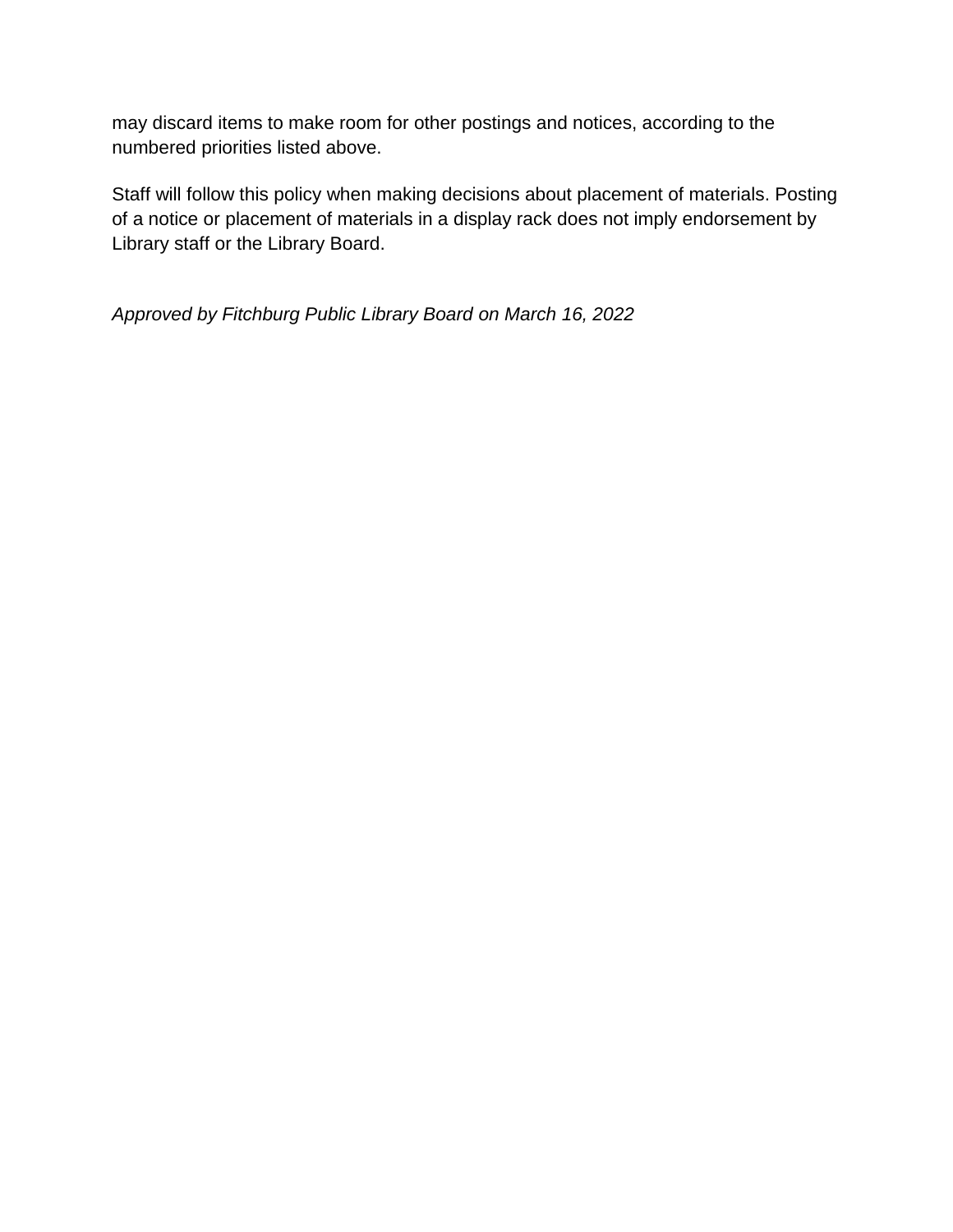may discard items to make room for other postings and notices, according to the numbered priorities listed above.

Staff will follow this policy when making decisions about placement of materials. Posting of a notice or placement of materials in a display rack does not imply endorsement by Library staff or the Library Board.

*Approved by Fitchburg Public Library Board on March 16, 2022*